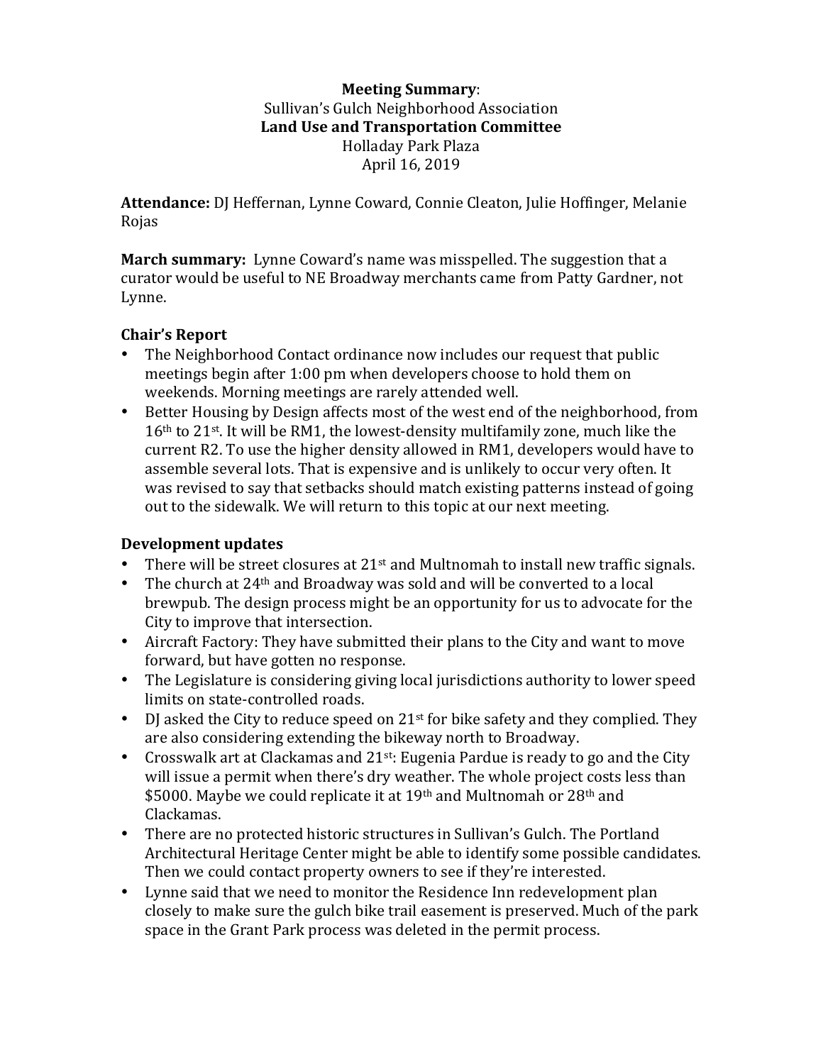**Meeting Summary**:
Sullivan's Gulch Neighborhood Association
**Land Use and Transportation Committee**
Holladay Park Plaza
April 16, 2019

**Attendance:** DJ Heffernan, Lynne Coward, Connie Cleaton, Julie Hoffinger, Melanie Rojas

**March summary:** Lynne Coward's name was misspelled. The suggestion that a curator would be useful to NE Broadway merchants came from Patty Gardner, not Lynne.

### Chair's Report

- The Neighborhood Contact ordinance now includes our request that public meetings begin after 1:00 pm when developers choose to hold them on weekends. Morning meetings are rarely attended well.
- Better Housing by Design affects most of the west end of the neighborhood, from 16th to 21st. It will be RM1, the lowest-density multifamily zone, much like the current R2. To use the higher density allowed in RM1, developers would have to assemble several lots. That is expensive and is unlikely to occur very often. It was revised to say that setbacks should match existing patterns instead of going out to the sidewalk. We will return to this topic at our next meeting.

### Development updates

- There will be street closures at 21st and Multnomah to install new traffic signals.
- The church at 24th and Broadway was sold and will be converted to a local brewpub. The design process might be an opportunity for us to advocate for the City to improve that intersection.
- Aircraft Factory: They have submitted their plans to the City and want to move forward, but have gotten no response.
- The Legislature is considering giving local jurisdictions authority to lower speed limits on state-controlled roads.
- DJ asked the City to reduce speed on 21st for bike safety and they complied. They are also considering extending the bikeway north to Broadway.
- Crosswalk art at Clackamas and 21st: Eugenia Pardue is ready to go and the City will issue a permit when there's dry weather. The whole project costs less than $5000. Maybe we could replicate it at 19th and Multnomah or 28th and Clackamas.
- There are no protected historic structures in Sullivan's Gulch. The Portland Architectural Heritage Center might be able to identify some possible candidates. Then we could contact property owners to see if they're interested.
- Lynne said that we need to monitor the Residence Inn redevelopment plan closely to make sure the gulch bike trail easement is preserved. Much of the park space in the Grant Park process was deleted in the permit process.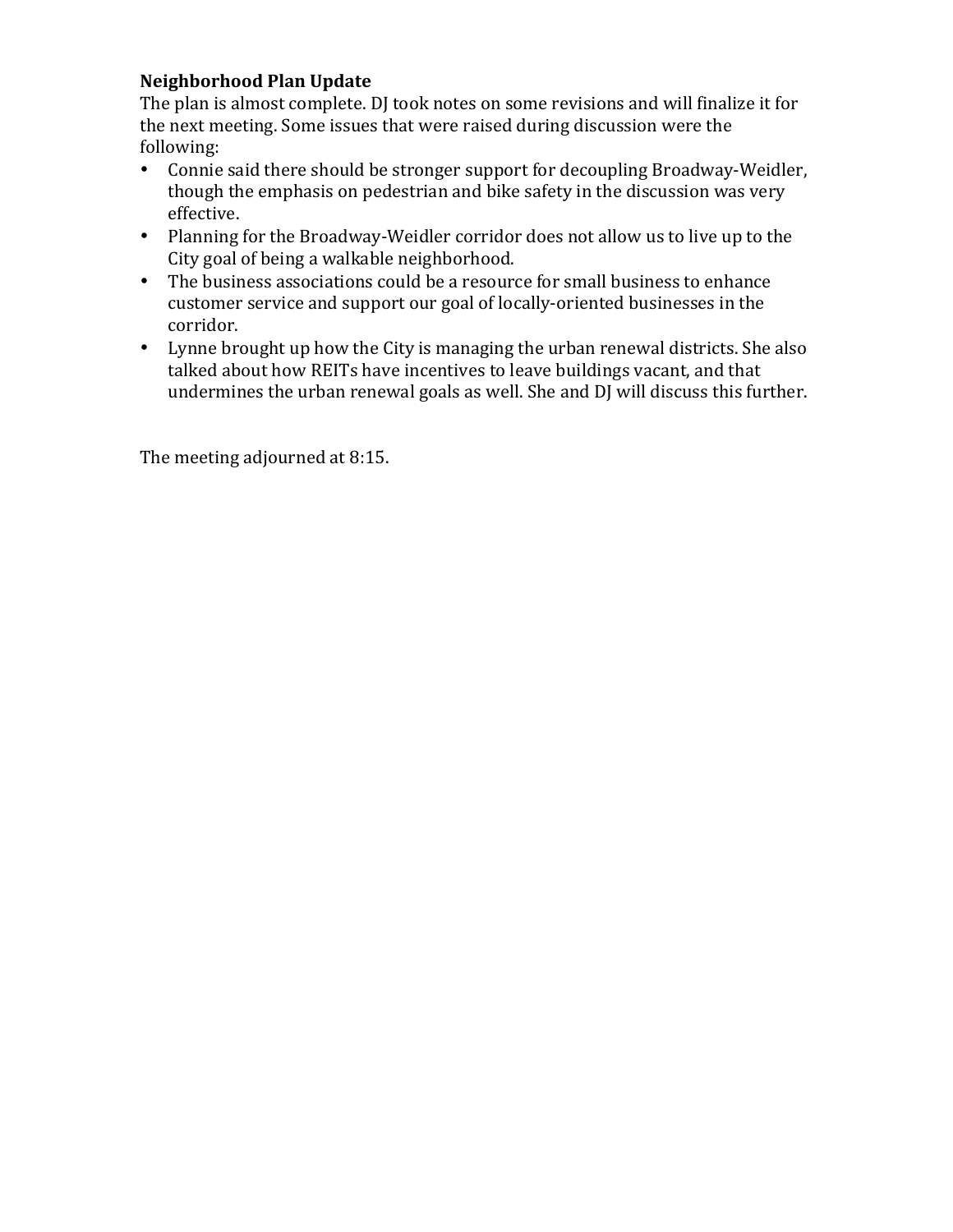**Neighborhood Plan Update**

The plan is almost complete. DJ took notes on some revisions and will finalize it for the next meeting. Some issues that were raised during discussion were the following:

- Connie said there should be stronger support for decoupling Broadway-Weidler, though the emphasis on pedestrian and bike safety in the discussion was very effective.
- Planning for the Broadway-Weidler corridor does not allow us to live up to the City goal of being a walkable neighborhood.
- The business associations could be a resource for small business to enhance customer service and support our goal of locally-oriented businesses in the corridor.
- Lynne brought up how the City is managing the urban renewal districts. She also talked about how REITs have incentives to leave buildings vacant, and that undermines the urban renewal goals as well. She and DJ will discuss this further.

The meeting adjourned at 8:15.